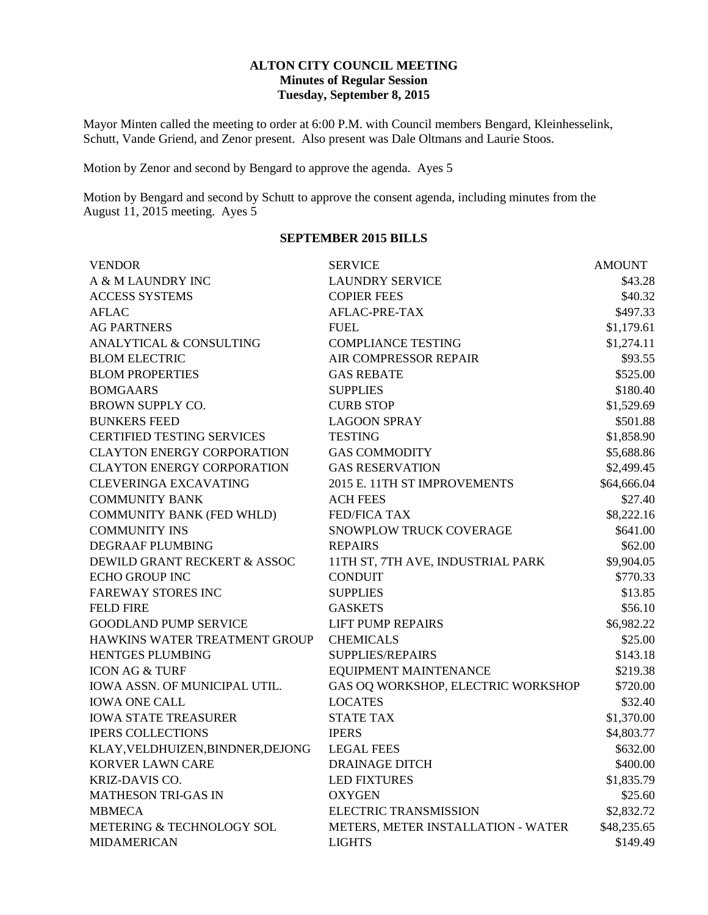**ALTON CITY COUNCIL MEETING**
**Minutes of Regular Session**
**Tuesday, September 8, 2015**

Mayor Minten called the meeting to order at 6:00 P.M. with Council members Bengard, Kleinhesselink, Schutt, Vande Griend, and Zenor present. Also present was Dale Oltmans and Laurie Stoos.

Motion by Zenor and second by Bengard to approve the agenda. Ayes 5

Motion by Bengard and second by Schutt to approve the consent agenda, including minutes from the August 11, 2015 meeting. Ayes 5

**SEPTEMBER 2015 BILLS**

| VENDOR | SERVICE | AMOUNT |
|---|---|---|
| A & M LAUNDRY INC | LAUNDRY SERVICE | $43.28 |
| ACCESS SYSTEMS | COPIER FEES | $40.32 |
| AFLAC | AFLAC-PRE-TAX | $497.33 |
| AG PARTNERS | FUEL | $1,179.61 |
| ANALYTICAL & CONSULTING | COMPLIANCE TESTING | $1,274.11 |
| BLOM ELECTRIC | AIR COMPRESSOR REPAIR | $93.55 |
| BLOM PROPERTIES | GAS REBATE | $525.00 |
| BOMGAARS | SUPPLIES | $180.40 |
| BROWN SUPPLY CO. | CURB STOP | $1,529.69 |
| BUNKERS FEED | LAGOON SPRAY | $501.88 |
| CERTIFIED TESTING SERVICES | TESTING | $1,858.90 |
| CLAYTON ENERGY CORPORATION | GAS COMMODITY | $5,688.86 |
| CLAYTON ENERGY CORPORATION | GAS RESERVATION | $2,499.45 |
| CLEVERINGA EXCAVATING | 2015 E. 11TH ST IMPROVEMENTS | $64,666.04 |
| COMMUNITY BANK | ACH FEES | $27.40 |
| COMMUNITY BANK (FED WHLD) | FED/FICA TAX | $8,222.16 |
| COMMUNITY INS | SNOWPLOW TRUCK COVERAGE | $641.00 |
| DEGRAAF PLUMBING | REPAIRS | $62.00 |
| DEWILD GRANT RECKERT & ASSOC | 11TH ST, 7TH AVE, INDUSTRIAL PARK | $9,904.05 |
| ECHO GROUP INC | CONDUIT | $770.33 |
| FAREWAY STORES INC | SUPPLIES | $13.85 |
| FELD FIRE | GASKETS | $56.10 |
| GOODLAND PUMP SERVICE | LIFT PUMP REPAIRS | $6,982.22 |
| HAWKINS WATER TREATMENT GROUP | CHEMICALS | $25.00 |
| HENTGES PLUMBING | SUPPLIES/REPAIRS | $143.18 |
| ICON AG & TURF | EQUIPMENT MAINTENANCE | $219.38 |
| IOWA ASSN. OF MUNICIPAL UTIL. | GAS OQ WORKSHOP, ELECTRIC WORKSHOP | $720.00 |
| IOWA ONE CALL | LOCATES | $32.40 |
| IOWA STATE TREASURER | STATE TAX | $1,370.00 |
| IPERS COLLECTIONS | IPERS | $4,803.77 |
| KLAY,VELDHUIZEN,BINDNER,DEJONG | LEGAL FEES | $632.00 |
| KORVER LAWN CARE | DRAINAGE DITCH | $400.00 |
| KRIZ-DAVIS CO. | LED FIXTURES | $1,835.79 |
| MATHESON TRI-GAS IN | OXYGEN | $25.60 |
| MBMECA | ELECTRIC TRANSMISSION | $2,832.72 |
| METERING & TECHNOLOGY SOL | METERS, METER INSTALLATION - WATER | $48,235.65 |
| MIDAMERICAN | LIGHTS | $149.49 |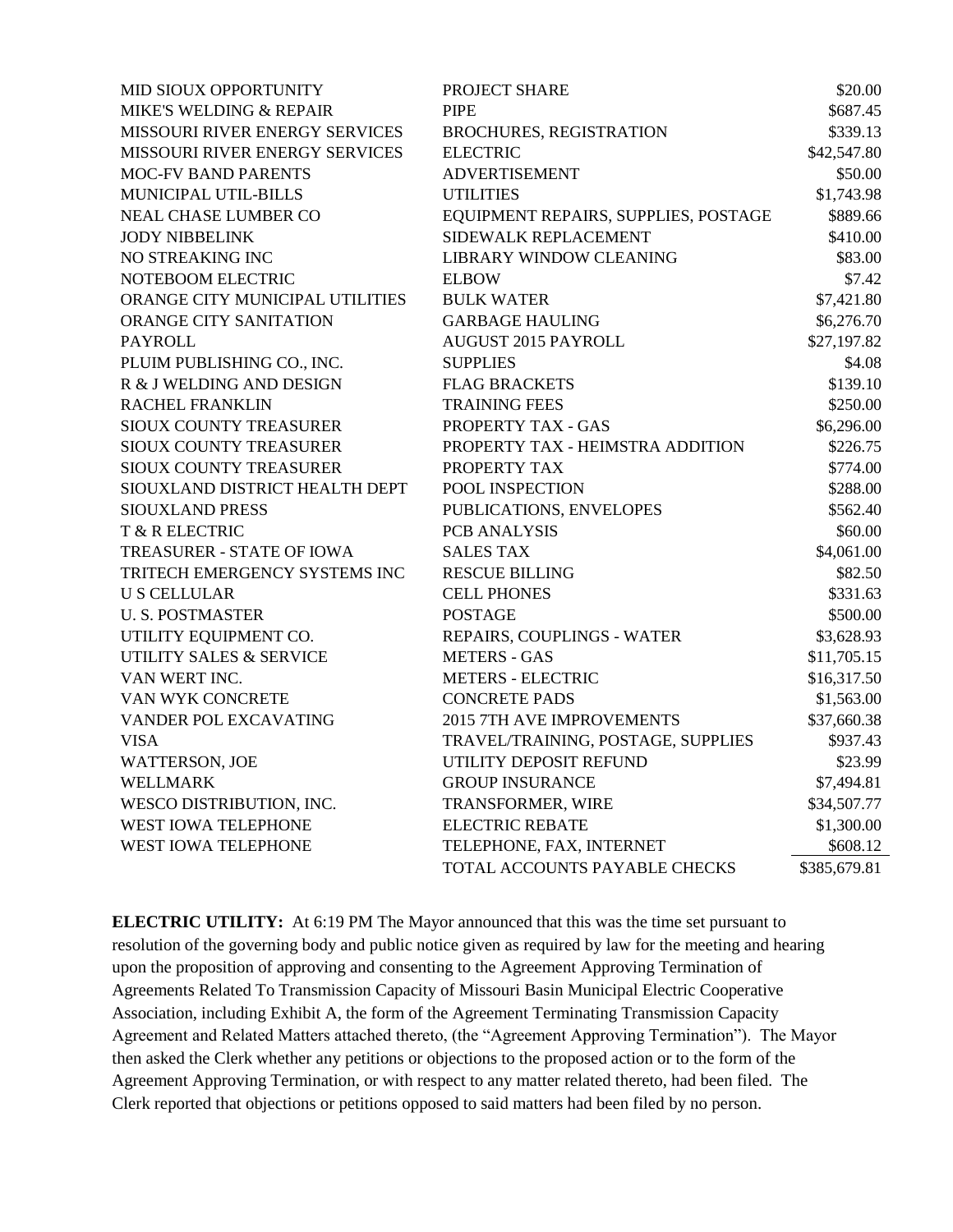| | | |
|---|---|---|
| MID SIOUX OPPORTUNITY | PROJECT SHARE | $20.00 |
| MIKE'S WELDING & REPAIR | PIPE | $687.45 |
| MISSOURI RIVER ENERGY SERVICES | BROCHURES, REGISTRATION | $339.13 |
| MISSOURI RIVER ENERGY SERVICES | ELECTRIC | $42,547.80 |
| MOC-FV BAND PARENTS | ADVERTISEMENT | $50.00 |
| MUNICIPAL UTIL-BILLS | UTILITIES | $1,743.98 |
| NEAL CHASE LUMBER CO | EQUIPMENT REPAIRS, SUPPLIES, POSTAGE | $889.66 |
| JODY NIBBELINK | SIDEWALK REPLACEMENT | $410.00 |
| NO STREAKING INC | LIBRARY WINDOW CLEANING | $83.00 |
| NOTEBOOM ELECTRIC | ELBOW | $7.42 |
| ORANGE CITY MUNICIPAL UTILITIES | BULK WATER | $7,421.80 |
| ORANGE CITY SANITATION | GARBAGE HAULING | $6,276.70 |
| PAYROLL | AUGUST 2015 PAYROLL | $27,197.82 |
| PLUIM PUBLISHING CO., INC. | SUPPLIES | $4.08 |
| R & J WELDING AND DESIGN | FLAG BRACKETS | $139.10 |
| RACHEL FRANKLIN | TRAINING FEES | $250.00 |
| SIOUX COUNTY TREASURER | PROPERTY TAX - GAS | $6,296.00 |
| SIOUX COUNTY TREASURER | PROPERTY TAX - HEIMSTRA ADDITION | $226.75 |
| SIOUX COUNTY TREASURER | PROPERTY TAX | $774.00 |
| SIOUXLAND DISTRICT HEALTH DEPT | POOL INSPECTION | $288.00 |
| SIOUXLAND PRESS | PUBLICATIONS, ENVELOPES | $562.40 |
| T & R ELECTRIC | PCB ANALYSIS | $60.00 |
| TREASURER - STATE OF IOWA | SALES TAX | $4,061.00 |
| TRITECH EMERGENCY SYSTEMS INC | RESCUE BILLING | $82.50 |
| U S CELLULAR | CELL PHONES | $331.63 |
| U. S. POSTMASTER | POSTAGE | $500.00 |
| UTILITY EQUIPMENT CO. | REPAIRS, COUPLINGS - WATER | $3,628.93 |
| UTILITY SALES & SERVICE | METERS - GAS | $11,705.15 |
| VAN WERT INC. | METERS - ELECTRIC | $16,317.50 |
| VAN WYK CONCRETE | CONCRETE PADS | $1,563.00 |
| VANDER POL EXCAVATING | 2015 7TH AVE IMPROVEMENTS | $37,660.38 |
| VISA | TRAVEL/TRAINING, POSTAGE, SUPPLIES | $937.43 |
| WATTERSON, JOE | UTILITY DEPOSIT REFUND | $23.99 |
| WELLMARK | GROUP INSURANCE | $7,494.81 |
| WESCO DISTRIBUTION, INC. | TRANSFORMER, WIRE | $34,507.77 |
| WEST IOWA TELEPHONE | ELECTRIC REBATE | $1,300.00 |
| WEST IOWA TELEPHONE | TELEPHONE, FAX, INTERNET | $608.12 |
| | TOTAL ACCOUNTS PAYABLE CHECKS | $385,679.81 |

**ELECTRIC UTILITY:** At 6:19 PM The Mayor announced that this was the time set pursuant to resolution of the governing body and public notice given as required by law for the meeting and hearing upon the proposition of approving and consenting to the Agreement Approving Termination of Agreements Related To Transmission Capacity of Missouri Basin Municipal Electric Cooperative Association, including Exhibit A, the form of the Agreement Terminating Transmission Capacity Agreement and Related Matters attached thereto, (the "Agreement Approving Termination"). The Mayor then asked the Clerk whether any petitions or objections to the proposed action or to the form of the Agreement Approving Termination, or with respect to any matter related thereto, had been filed. The Clerk reported that objections or petitions opposed to said matters had been filed by no person.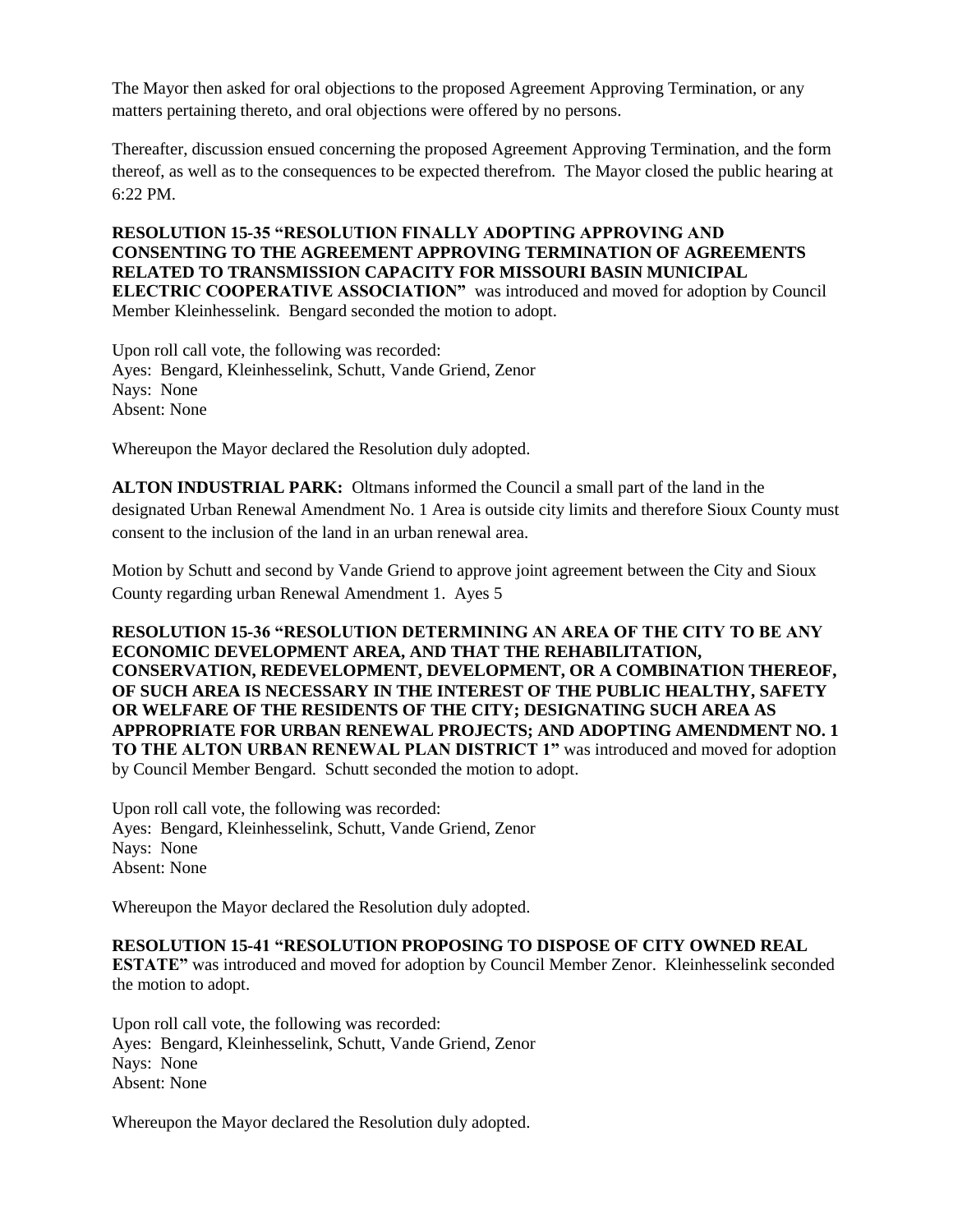The Mayor then asked for oral objections to the proposed Agreement Approving Termination, or any matters pertaining thereto, and oral objections were offered by no persons.

Thereafter, discussion ensued concerning the proposed Agreement Approving Termination, and the form thereof, as well as to the consequences to be expected therefrom. The Mayor closed the public hearing at 6:22 PM.

**RESOLUTION 15-35 "RESOLUTION FINALLY ADOPTING APPROVING AND CONSENTING TO THE AGREEMENT APPROVING TERMINATION OF AGREEMENTS RELATED TO TRANSMISSION CAPACITY FOR MISSOURI BASIN MUNICIPAL ELECTRIC COOPERATIVE ASSOCIATION"** was introduced and moved for adoption by Council Member Kleinhesselink. Bengard seconded the motion to adopt.

Upon roll call vote, the following was recorded:
Ayes: Bengard, Kleinhesselink, Schutt, Vande Griend, Zenor
Nays: None
Absent: None

Whereupon the Mayor declared the Resolution duly adopted.

**ALTON INDUSTRIAL PARK:** Oltmans informed the Council a small part of the land in the designated Urban Renewal Amendment No. 1 Area is outside city limits and therefore Sioux County must consent to the inclusion of the land in an urban renewal area.

Motion by Schutt and second by Vande Griend to approve joint agreement between the City and Sioux County regarding urban Renewal Amendment 1. Ayes 5

**RESOLUTION 15-36 "RESOLUTION DETERMINING AN AREA OF THE CITY TO BE ANY ECONOMIC DEVELOPMENT AREA, AND THAT THE REHABILITATION, CONSERVATION, REDEVELOPMENT, DEVELOPMENT, OR A COMBINATION THEREOF, OF SUCH AREA IS NECESSARY IN THE INTEREST OF THE PUBLIC HEALTHY, SAFETY OR WELFARE OF THE RESIDENTS OF THE CITY; DESIGNATING SUCH AREA AS APPROPRIATE FOR URBAN RENEWAL PROJECTS; AND ADOPTING AMENDMENT NO. 1 TO THE ALTON URBAN RENEWAL PLAN DISTRICT 1"** was introduced and moved for adoption by Council Member Bengard. Schutt seconded the motion to adopt.

Upon roll call vote, the following was recorded:
Ayes: Bengard, Kleinhesselink, Schutt, Vande Griend, Zenor
Nays: None
Absent: None

Whereupon the Mayor declared the Resolution duly adopted.

**RESOLUTION 15-41 "RESOLUTION PROPOSING TO DISPOSE OF CITY OWNED REAL ESTATE"** was introduced and moved for adoption by Council Member Zenor. Kleinhesselink seconded the motion to adopt.

Upon roll call vote, the following was recorded:
Ayes: Bengard, Kleinhesselink, Schutt, Vande Griend, Zenor
Nays: None
Absent: None

Whereupon the Mayor declared the Resolution duly adopted.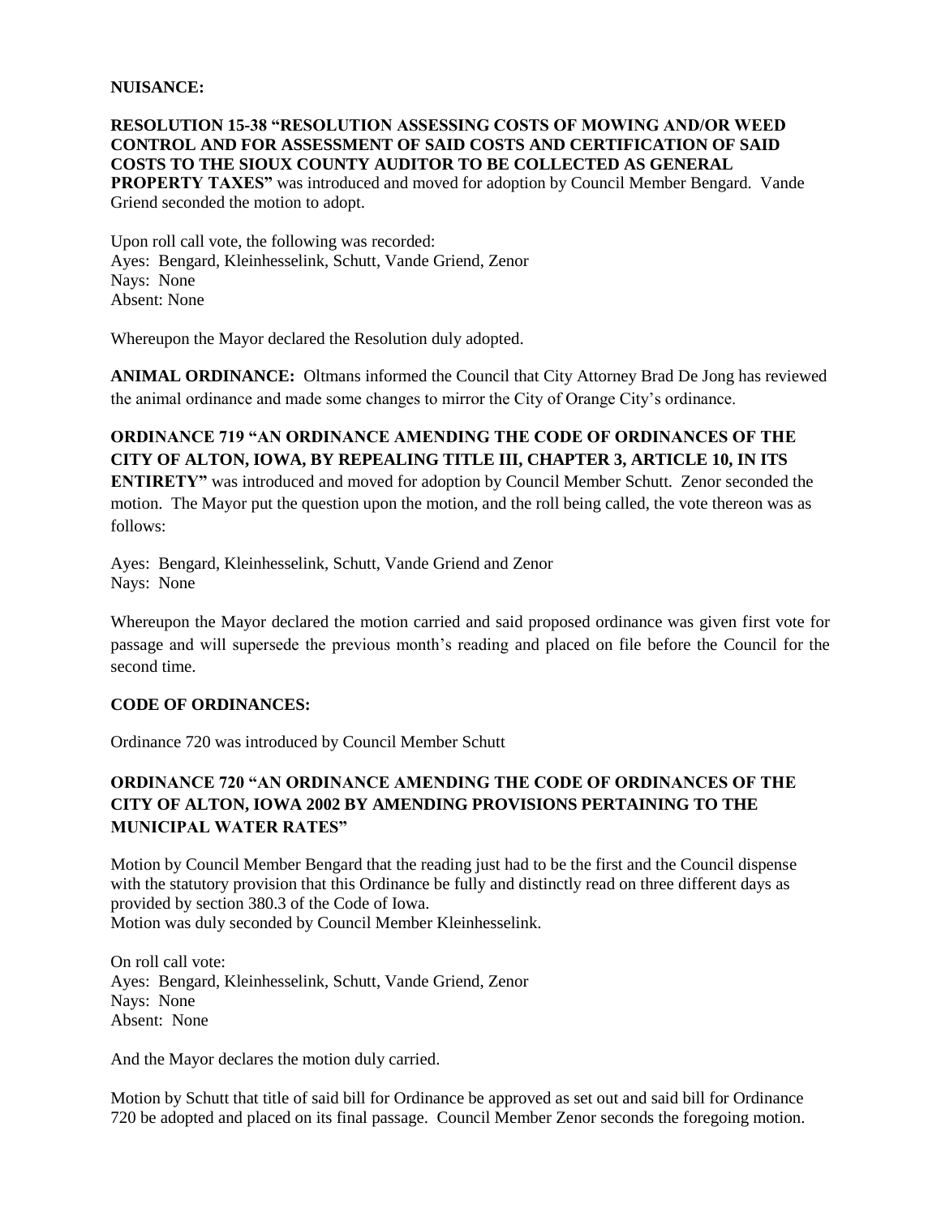**NUISANCE:**

**RESOLUTION 15-38 "RESOLUTION ASSESSING COSTS OF MOWING AND/OR WEED CONTROL AND FOR ASSESSMENT OF SAID COSTS AND CERTIFICATION OF SAID COSTS TO THE SIOUX COUNTY AUDITOR TO BE COLLECTED AS GENERAL PROPERTY TAXES"** was introduced and moved for adoption by Council Member Bengard. Vande Griend seconded the motion to adopt.

Upon roll call vote, the following was recorded:
Ayes: Bengard, Kleinhesselink, Schutt, Vande Griend, Zenor
Nays: None
Absent: None

Whereupon the Mayor declared the Resolution duly adopted.

**ANIMAL ORDINANCE:** Oltmans informed the Council that City Attorney Brad De Jong has reviewed the animal ordinance and made some changes to mirror the City of Orange City's ordinance.

**ORDINANCE 719 "AN ORDINANCE AMENDING THE CODE OF ORDINANCES OF THE CITY OF ALTON, IOWA, BY REPEALING TITLE III, CHAPTER 3, ARTICLE 10, IN ITS ENTIRETY"** was introduced and moved for adoption by Council Member Schutt. Zenor seconded the motion. The Mayor put the question upon the motion, and the roll being called, the vote thereon was as follows:

Ayes: Bengard, Kleinhesselink, Schutt, Vande Griend and Zenor
Nays: None

Whereupon the Mayor declared the motion carried and said proposed ordinance was given first vote for passage and will supersede the previous month's reading and placed on file before the Council for the second time.

**CODE OF ORDINANCES:**

Ordinance 720 was introduced by Council Member Schutt

**ORDINANCE 720 "AN ORDINANCE AMENDING THE CODE OF ORDINANCES OF THE CITY OF ALTON, IOWA 2002 BY AMENDING PROVISIONS PERTAINING TO THE MUNICIPAL WATER RATES"**

Motion by Council Member Bengard that the reading just had to be the first and the Council dispense with the statutory provision that this Ordinance be fully and distinctly read on three different days as provided by section 380.3 of the Code of Iowa.
Motion was duly seconded by Council Member Kleinhesselink.

On roll call vote:
Ayes: Bengard, Kleinhesselink, Schutt, Vande Griend, Zenor
Nays: None
Absent: None

And the Mayor declares the motion duly carried.

Motion by Schutt that title of said bill for Ordinance be approved as set out and said bill for Ordinance 720 be adopted and placed on its final passage. Council Member Zenor seconds the foregoing motion.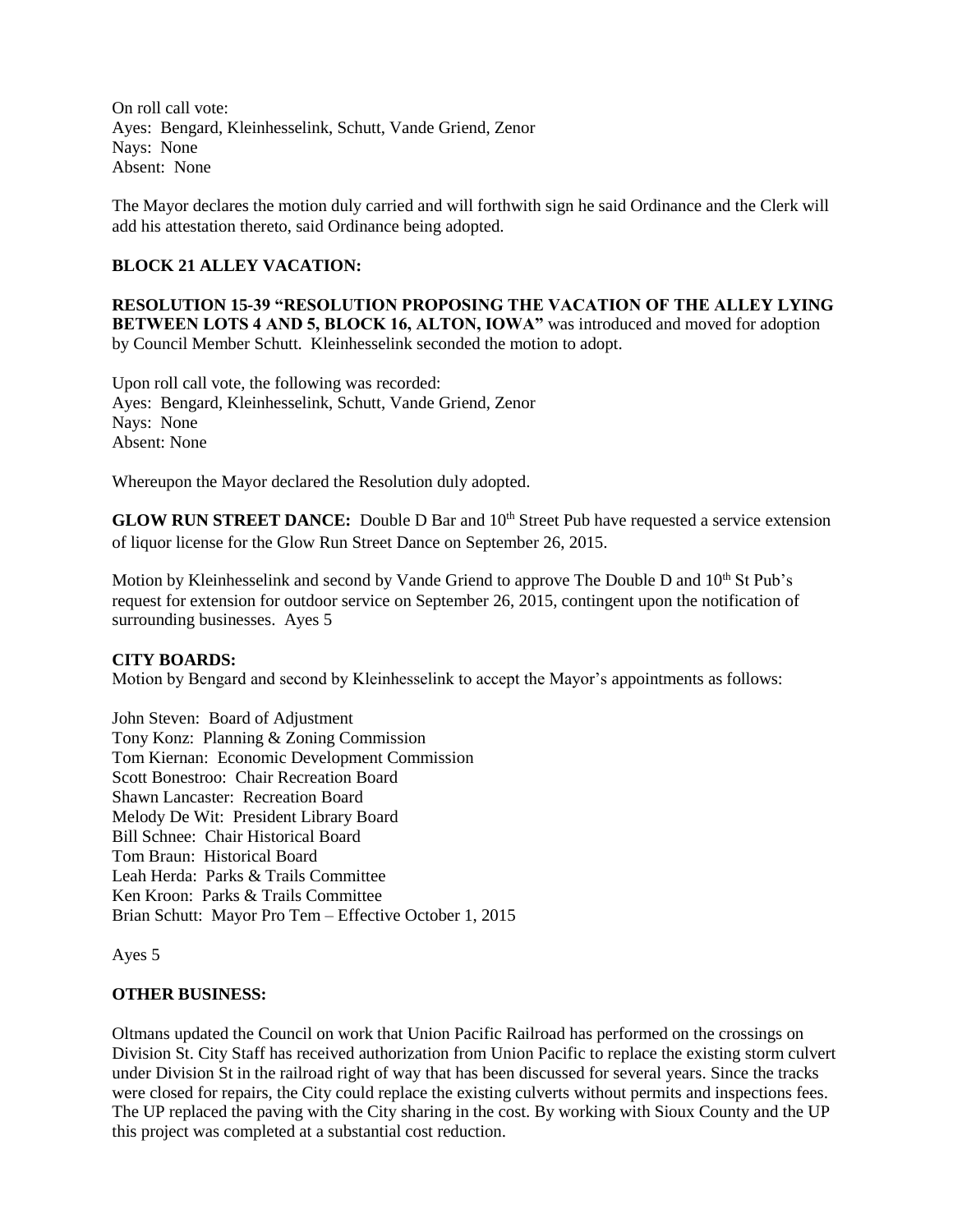On roll call vote:
Ayes: Bengard, Kleinhesselink, Schutt, Vande Griend, Zenor
Nays: None
Absent: None

The Mayor declares the motion duly carried and will forthwith sign he said Ordinance and the Clerk will add his attestation thereto, said Ordinance being adopted.

**BLOCK 21 ALLEY VACATION:**

**RESOLUTION 15-39 "RESOLUTION PROPOSING THE VACATION OF THE ALLEY LYING BETWEEN LOTS 4 AND 5, BLOCK 16, ALTON, IOWA"** was introduced and moved for adoption by Council Member Schutt. Kleinhesselink seconded the motion to adopt.

Upon roll call vote, the following was recorded:
Ayes: Bengard, Kleinhesselink, Schutt, Vande Griend, Zenor
Nays: None
Absent: None

Whereupon the Mayor declared the Resolution duly adopted.

**GLOW RUN STREET DANCE:** Double D Bar and 10th Street Pub have requested a service extension of liquor license for the Glow Run Street Dance on September 26, 2015.

Motion by Kleinhesselink and second by Vande Griend to approve The Double D and 10th St Pub's request for extension for outdoor service on September 26, 2015, contingent upon the notification of surrounding businesses. Ayes 5

**CITY BOARDS:**
Motion by Bengard and second by Kleinhesselink to accept the Mayor's appointments as follows:

John Steven: Board of Adjustment
Tony Konz: Planning & Zoning Commission
Tom Kiernan: Economic Development Commission
Scott Bonestroo: Chair Recreation Board
Shawn Lancaster: Recreation Board
Melody De Wit: President Library Board
Bill Schnee: Chair Historical Board
Tom Braun: Historical Board
Leah Herda: Parks & Trails Committee
Ken Kroon: Parks & Trails Committee
Brian Schutt: Mayor Pro Tem – Effective October 1, 2015

Ayes 5

**OTHER BUSINESS:**

Oltmans updated the Council on work that Union Pacific Railroad has performed on the crossings on Division St. City Staff has received authorization from Union Pacific to replace the existing storm culvert under Division St in the railroad right of way that has been discussed for several years. Since the tracks were closed for repairs, the City could replace the existing culverts without permits and inspections fees. The UP replaced the paving with the City sharing in the cost. By working with Sioux County and the UP this project was completed at a substantial cost reduction.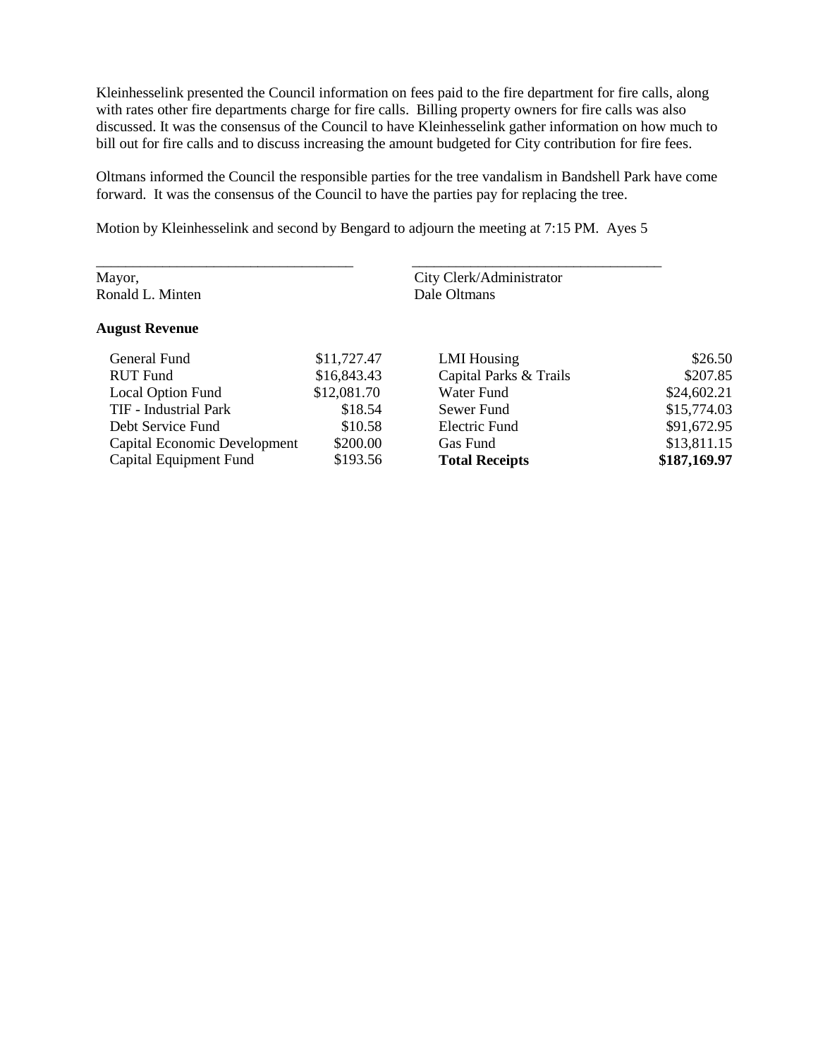Kleinhesselink presented the Council information on fees paid to the fire department for fire calls, along with rates other fire departments charge for fire calls. Billing property owners for fire calls was also discussed. It was the consensus of the Council to have Kleinhesselink gather information on how much to bill out for fire calls and to discuss increasing the amount budgeted for City contribution for fire fees.

Oltmans informed the Council the responsible parties for the tree vandalism in Bandshell Park have come forward. It was the consensus of the Council to have the parties pay for replacing the tree.

Motion by Kleinhesselink and second by Bengard to adjourn the meeting at 7:15 PM. Ayes 5

___________________________________ ___________________________________

Mayor,
Ronald L. Minten

City Clerk/Administrator
Dale Oltmans

**August Revenue**

| | | | |
|---|---|---|---|
| General Fund | $11,727.47 | LMI Housing | $26.50 |
| RUT Fund | $16,843.43 | Capital Parks & Trails | $207.85 |
| Local Option Fund | $12,081.70 | Water Fund | $24,602.21 |
| TIF - Industrial Park | $18.54 | Sewer Fund | $15,774.03 |
| Debt Service Fund | $10.58 | Electric Fund | $91,672.95 |
| Capital Economic Development | $200.00 | Gas Fund | $13,811.15 |
| Capital Equipment Fund | $193.56 | **Total Receipts** | **$187,169.97** |